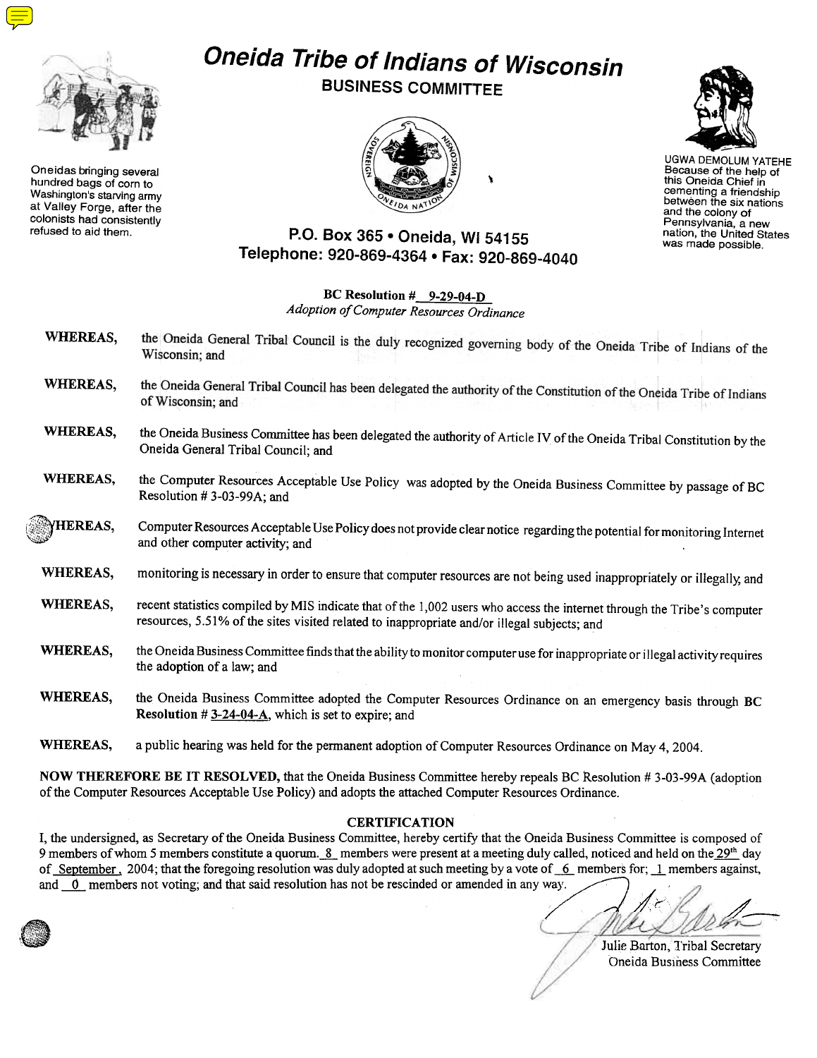# Oneida Tribe of Indians of Wisconsin

## BUSINESS COMMITTEE

Oneidas bringing several hundred bags of corn to Washington's starving army at Valley Forge, after the colonists had consistently refused to aid them.

UGWA DEMOLUM YATEHE
Because of the help of this Oneida Chief in cementing a friendship between the six nations and the colony of Pennsylvania, a new nation, the United States was made possible.

**P.O. Box 365 • Oneida, WI 54155**
**Telephone: 920-869-4364 • Fax: 920-869-4040**

**BC Resolution # 9-29-04-D**
*Adoption of Computer Resources Ordinance*

**WHEREAS,** the Oneida General Tribal Council is the duly recognized governing body of the Oneida Tribe of Indians of the Wisconsin; and

**WHEREAS,** the Oneida General Tribal Council has been delegated the authority of the Constitution of the Oneida Tribe of Indians of Wisconsin; and

**WHEREAS,** the Oneida Business Committee has been delegated the authority of Article IV of the Oneida Tribal Constitution by the Oneida General Tribal Council; and

**WHEREAS,** the Computer Resources Acceptable Use Policy was adopted by the Oneida Business Committee by passage of BC Resolution # 3-03-99A; and

**WHEREAS,** Computer Resources Acceptable Use Policy does not provide clear notice regarding the potential for monitoring Internet and other computer activity; and

**WHEREAS,** monitoring is necessary in order to ensure that computer resources are not being used inappropriately or illegally; and

**WHEREAS,** recent statistics compiled by MIS indicate that of the 1,002 users who access the internet through the Tribe's computer resources, 5.51% of the sites visited related to inappropriate and/or illegal subjects; and

**WHEREAS,** the Oneida Business Committee finds that the ability to monitor computer use for inappropriate or illegal activity requires the adoption of a law; and

**WHEREAS,** the Oneida Business Committee adopted the Computer Resources Ordinance on an emergency basis through BC Resolution # 3-24-04-A, which is set to expire; and

**WHEREAS,** a public hearing was held for the permanent adoption of Computer Resources Ordinance on May 4, 2004.

**NOW THEREFORE BE IT RESOLVED,** that the Oneida Business Committee hereby repeals BC Resolution # 3-03-99A (adoption of the Computer Resources Acceptable Use Policy) and adopts the attached Computer Resources Ordinance.

### CERTIFICATION

I, the undersigned, as Secretary of the Oneida Business Committee, hereby certify that the Oneida Business Committee is composed of 9 members of whom 5 members constitute a quorum. 8 members were present at a meeting duly called, noticed and held on the 29th day of September, 2004; that the foregoing resolution was duly adopted at such meeting by a vote of 6 members for; 1 members against, and 0 members not voting; and that said resolution has not be rescinded or amended in any way.

Julie Barton, Tribal Secretary
Oneida Business Committee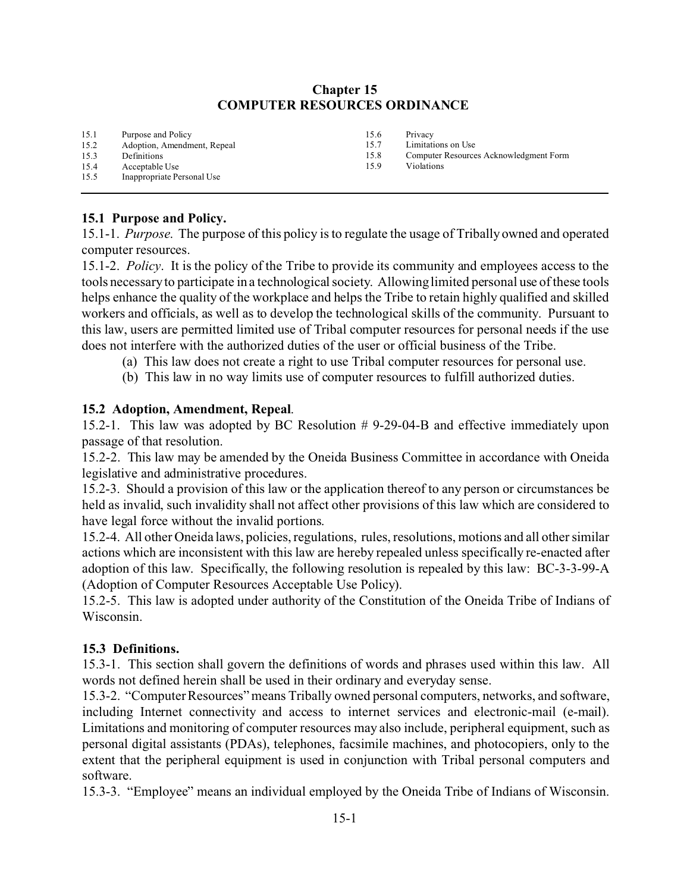# Chapter 15
# COMPUTER RESOURCES ORDINANCE

15.1 Purpose and Policy
15.2 Adoption, Amendment, Repeal
15.3 Definitions
15.4 Acceptable Use
15.5 Inappropriate Personal Use
15.6 Privacy
15.7 Limitations on Use
15.8 Computer Resources Acknowledgment Form
15.9 Violations

---

**15.1 Purpose and Policy.**

15.1-1. *Purpose*. The purpose of this policy is to regulate the usage of Tribally owned and operated computer resources.

15.1-2. *Policy*. It is the policy of the Tribe to provide its community and employees access to the tools necessary to participate in a technological society. Allowing limited personal use of these tools helps enhance the quality of the workplace and helps the Tribe to retain highly qualified and skilled workers and officials, as well as to develop the technological skills of the community. Pursuant to this law, users are permitted limited use of Tribal computer resources for personal needs if the use does not interfere with the authorized duties of the user or official business of the Tribe.

(a) This law does not create a right to use Tribal computer resources for personal use.

(b) This law in no way limits use of computer resources to fulfill authorized duties.

**15.2 Adoption, Amendment, Repeal**.

15.2-1. This law was adopted by BC Resolution # 9-29-04-B and effective immediately upon passage of that resolution.

15.2-2. This law may be amended by the Oneida Business Committee in accordance with Oneida legislative and administrative procedures.

15.2-3. Should a provision of this law or the application thereof to any person or circumstances be held as invalid, such invalidity shall not affect other provisions of this law which are considered to have legal force without the invalid portions.

15.2-4. All other Oneida laws, policies, regulations, rules, resolutions, motions and all other similar actions which are inconsistent with this law are hereby repealed unless specifically re-enacted after adoption of this law. Specifically, the following resolution is repealed by this law: BC-3-3-99-A (Adoption of Computer Resources Acceptable Use Policy).

15.2-5. This law is adopted under authority of the Constitution of the Oneida Tribe of Indians of Wisconsin.

**15.3 Definitions.**

15.3-1. This section shall govern the definitions of words and phrases used within this law. All words not defined herein shall be used in their ordinary and everyday sense.

15.3-2. "Computer Resources" means Tribally owned personal computers, networks, and software, including Internet connectivity and access to internet services and electronic-mail (e-mail). Limitations and monitoring of computer resources may also include, peripheral equipment, such as personal digital assistants (PDAs), telephones, facsimile machines, and photocopiers, only to the extent that the peripheral equipment is used in conjunction with Tribal personal computers and software.

15.3-3. "Employee" means an individual employed by the Oneida Tribe of Indians of Wisconsin.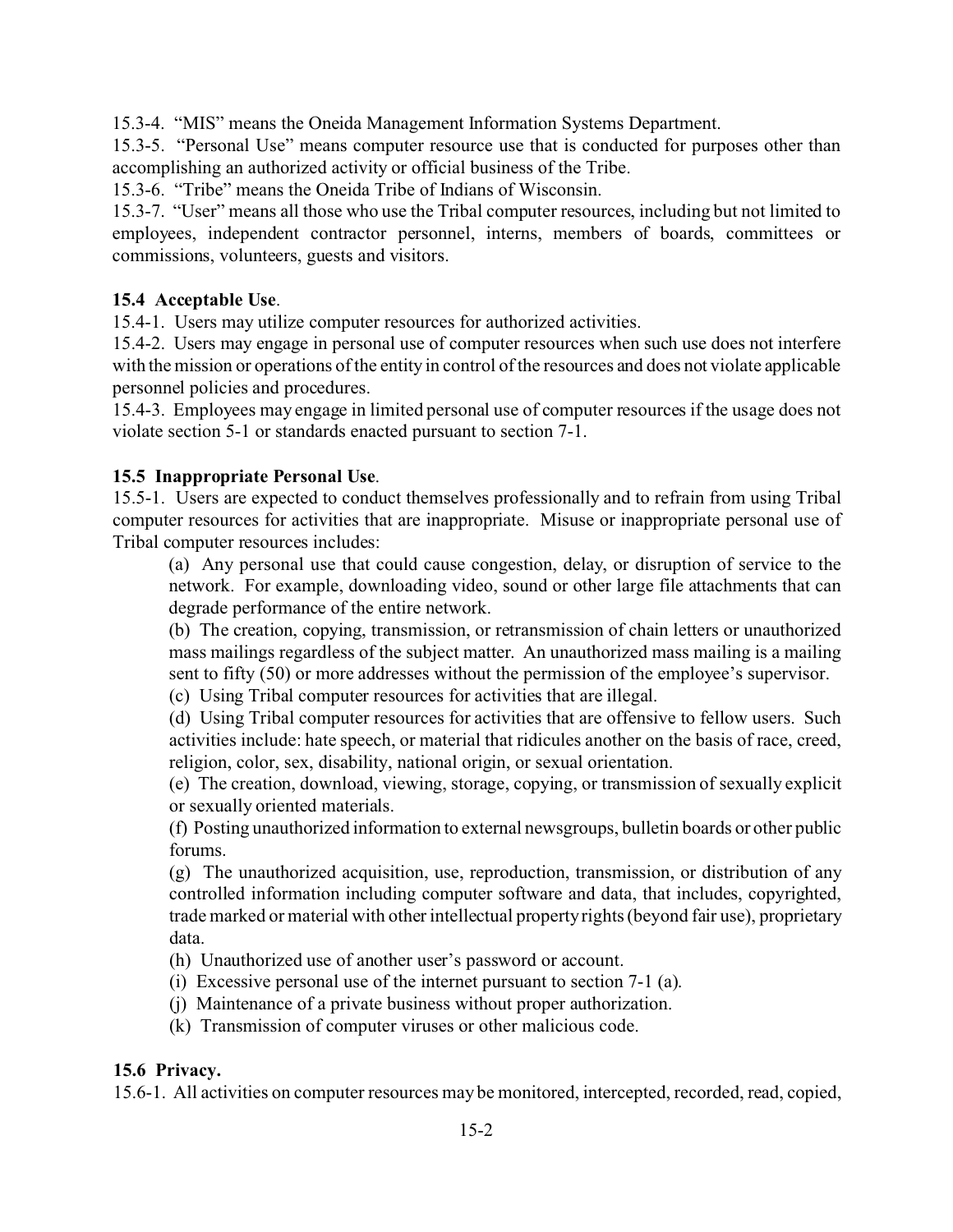15.3-4. "MIS" means the Oneida Management Information Systems Department.

15.3-5. "Personal Use" means computer resource use that is conducted for purposes other than accomplishing an authorized activity or official business of the Tribe.

15.3-6. "Tribe" means the Oneida Tribe of Indians of Wisconsin.

15.3-7. "User" means all those who use the Tribal computer resources, including but not limited to employees, independent contractor personnel, interns, members of boards, committees or commissions, volunteers, guests and visitors.

**15.4 Acceptable Use**.

15.4-1. Users may utilize computer resources for authorized activities.

15.4-2. Users may engage in personal use of computer resources when such use does not interfere with the mission or operations of the entity in control of the resources and does not violate applicable personnel policies and procedures.

15.4-3. Employees may engage in limited personal use of computer resources if the usage does not violate section 5-1 or standards enacted pursuant to section 7-1.

**15.5 Inappropriate Personal Use**.

15.5-1. Users are expected to conduct themselves professionally and to refrain from using Tribal computer resources for activities that are inappropriate. Misuse or inappropriate personal use of Tribal computer resources includes:

(a) Any personal use that could cause congestion, delay, or disruption of service to the network. For example, downloading video, sound or other large file attachments that can degrade performance of the entire network.

(b) The creation, copying, transmission, or retransmission of chain letters or unauthorized mass mailings regardless of the subject matter. An unauthorized mass mailing is a mailing sent to fifty (50) or more addresses without the permission of the employee's supervisor.

(c) Using Tribal computer resources for activities that are illegal.

(d) Using Tribal computer resources for activities that are offensive to fellow users. Such activities include: hate speech, or material that ridicules another on the basis of race, creed, religion, color, sex, disability, national origin, or sexual orientation.

(e) The creation, download, viewing, storage, copying, or transmission of sexually explicit or sexually oriented materials.

(f) Posting unauthorized information to external newsgroups, bulletin boards or other public forums.

(g) The unauthorized acquisition, use, reproduction, transmission, or distribution of any controlled information including computer software and data, that includes, copyrighted, trade marked or material with other intellectual property rights (beyond fair use), proprietary data.

(h) Unauthorized use of another user's password or account.

(i) Excessive personal use of the internet pursuant to section 7-1 (a).

(j) Maintenance of a private business without proper authorization.

(k) Transmission of computer viruses or other malicious code.

**15.6 Privacy.**

15.6-1. All activities on computer resources may be monitored, intercepted, recorded, read, copied,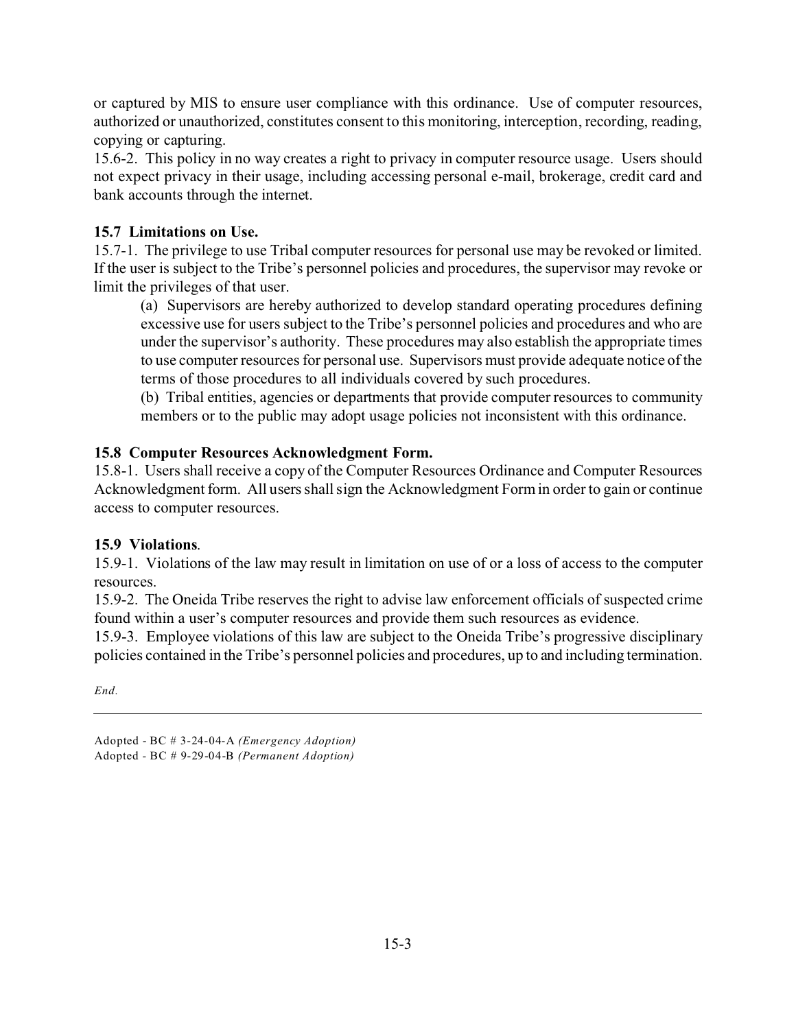or captured by MIS to ensure user compliance with this ordinance. Use of computer resources, authorized or unauthorized, constitutes consent to this monitoring, interception, recording, reading, copying or capturing.

15.6-2. This policy in no way creates a right to privacy in computer resource usage. Users should not expect privacy in their usage, including accessing personal e-mail, brokerage, credit card and bank accounts through the internet.

**15.7 Limitations on Use.**

15.7-1. The privilege to use Tribal computer resources for personal use may be revoked or limited. If the user is subject to the Tribe's personnel policies and procedures, the supervisor may revoke or limit the privileges of that user.

> (a) Supervisors are hereby authorized to develop standard operating procedures defining excessive use for users subject to the Tribe's personnel policies and procedures and who are under the supervisor's authority. These procedures may also establish the appropriate times to use computer resources for personal use. Supervisors must provide adequate notice of the terms of those procedures to all individuals covered by such procedures.
>
> (b) Tribal entities, agencies or departments that provide computer resources to community members or to the public may adopt usage policies not inconsistent with this ordinance.

**15.8 Computer Resources Acknowledgment Form.**

15.8-1. Users shall receive a copy of the Computer Resources Ordinance and Computer Resources Acknowledgment form. All users shall sign the Acknowledgment Form in order to gain or continue access to computer resources.

**15.9 Violations.**

15.9-1. Violations of the law may result in limitation on use of or a loss of access to the computer resources.

15.9-2. The Oneida Tribe reserves the right to advise law enforcement officials of suspected crime found within a user's computer resources and provide them such resources as evidence.

15.9-3. Employee violations of this law are subject to the Oneida Tribe's progressive disciplinary policies contained in the Tribe's personnel policies and procedures, up to and including termination.

*End.*

---

Adopted - BC # 3-24-04-A *(Emergency Adoption)*
Adopted - BC # 9-29-04-B *(Permanent Adoption)*